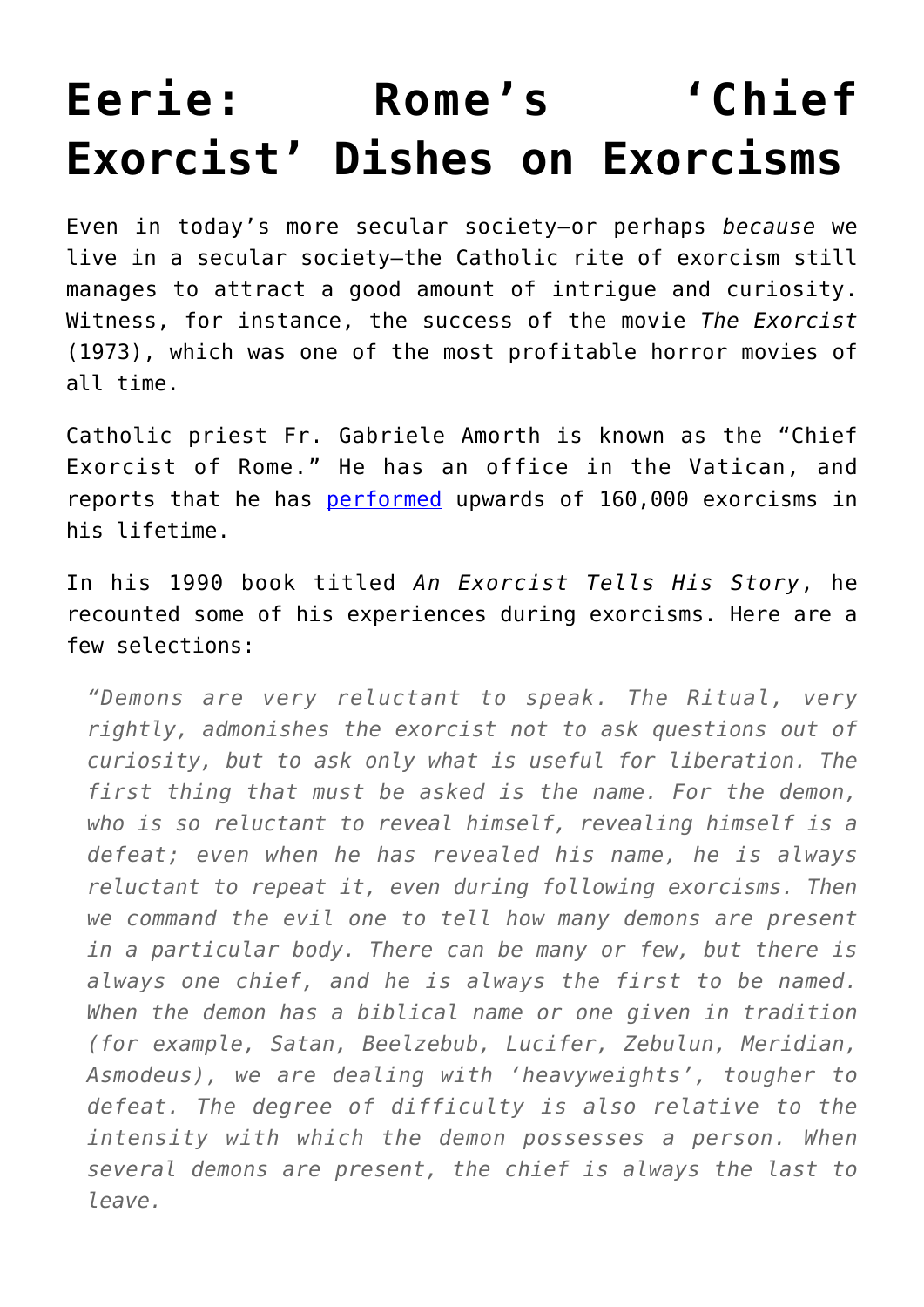# Eerie: Rome's 'Chief Exorcist' Dishes on Exorcisms

Even in today's more secular society—or perhaps *because* we live in a secular society—the Catholic rite of exorcism still manages to attract a good amount of intrigue and curiosity. Witness, for instance, the success of the movie *The Exorcist* (1973), which was one of the most profitable horror movies of all time.

Catholic priest Fr. Gabriele Amorth is known as the "Chief Exorcist of Rome." He has an office in the Vatican, and reports that he has [performed](performed) upwards of 160,000 exorcisms in his lifetime.

In his 1990 book titled *An Exorcist Tells His Story*, he recounted some of his experiences during exorcisms. Here are a few selections:

> *"Demons are very reluctant to speak. The Ritual, very rightly, admonishes the exorcist not to ask questions out of curiosity, but to ask only what is useful for liberation. The first thing that must be asked is the name. For the demon, who is so reluctant to reveal himself, revealing himself is a defeat; even when he has revealed his name, he is always reluctant to repeat it, even during following exorcisms. Then we command the evil one to tell how many demons are present in a particular body. There can be many or few, but there is always one chief, and he is always the first to be named. When the demon has a biblical name or one given in tradition (for example, Satan, Beelzebub, Lucifer, Zebulun, Meridian, Asmodeus), we are dealing with 'heavyweights', tougher to defeat. The degree of difficulty is also relative to the intensity with which the demon possesses a person. When several demons are present, the chief is always the last to leave.*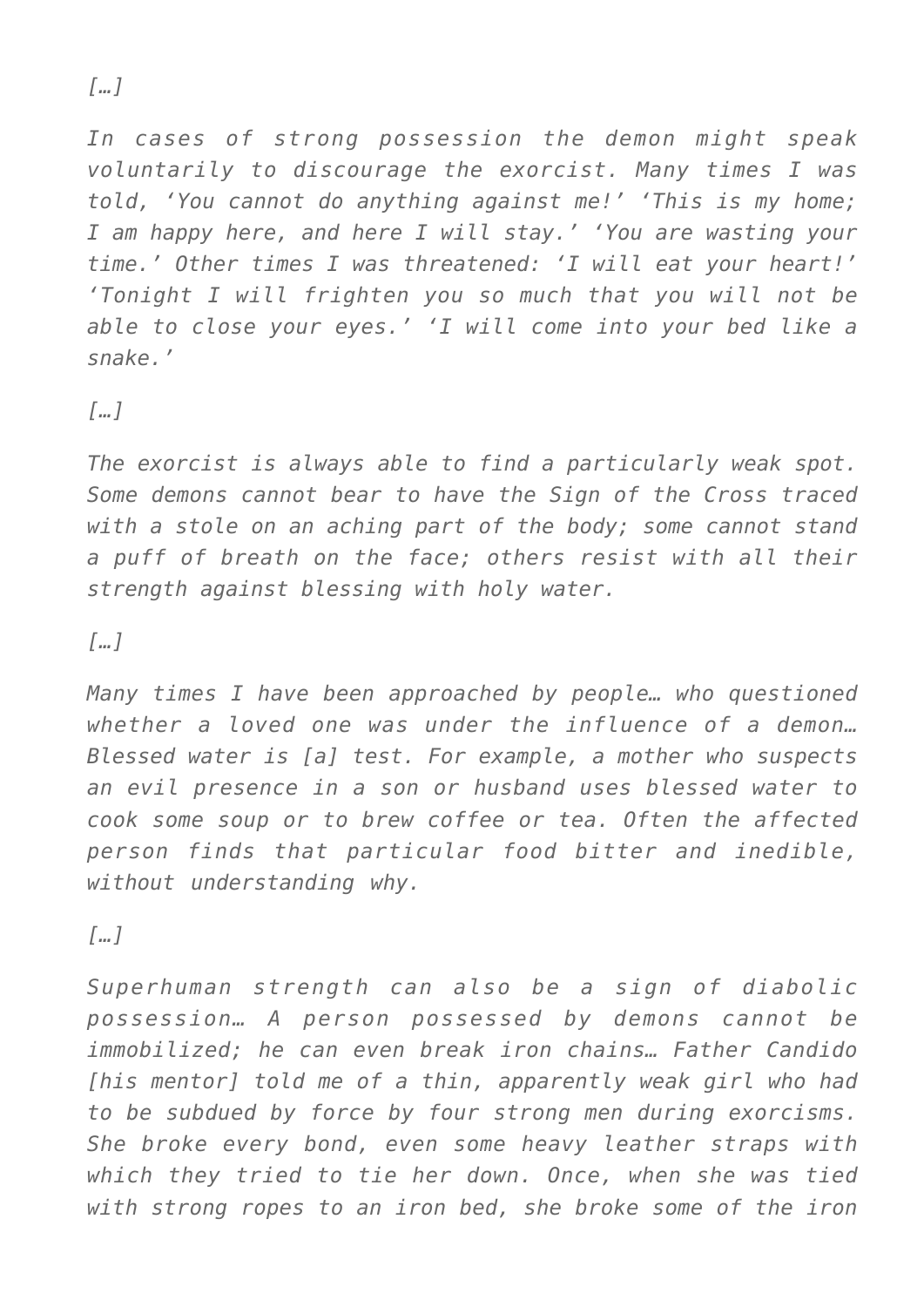*[…]*

*In cases of strong possession the demon might speak voluntarily to discourage the exorcist. Many times I was told, 'You cannot do anything against me!' 'This is my home; I am happy here, and here I will stay.' 'You are wasting your time.' Other times I was threatened: 'I will eat your heart!' 'Tonight I will frighten you so much that you will not be able to close your eyes.' 'I will come into your bed like a snake.'*

*[…]*

*The exorcist is always able to find a particularly weak spot. Some demons cannot bear to have the Sign of the Cross traced with a stole on an aching part of the body; some cannot stand a puff of breath on the face; others resist with all their strength against blessing with holy water.*

*[…]*

*Many times I have been approached by people… who questioned whether a loved one was under the influence of a demon… Blessed water is [a] test. For example, a mother who suspects an evil presence in a son or husband uses blessed water to cook some soup or to brew coffee or tea. Often the affected person finds that particular food bitter and inedible, without understanding why.*

*[…]*

*Superhuman strength can also be a sign of diabolic possession… A person possessed by demons cannot be immobilized; he can even break iron chains… Father Candido [his mentor] told me of a thin, apparently weak girl who had to be subdued by force by four strong men during exorcisms. She broke every bond, even some heavy leather straps with which they tried to tie her down. Once, when she was tied with strong ropes to an iron bed, she broke some of the iron*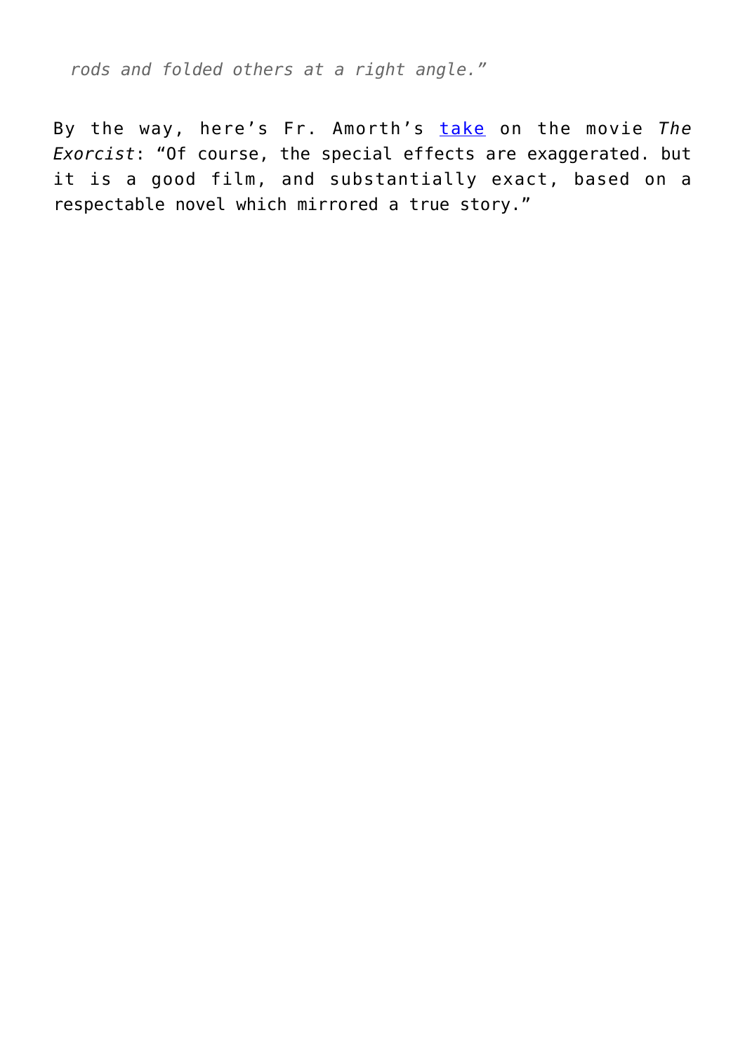*rods and folded others at a right angle."*

By the way, here's Fr. Amorth's take on the movie *The Exorcist*: "Of course, the special effects are exaggerated. but it is a good film, and substantially exact, based on a respectable novel which mirrored a true story."